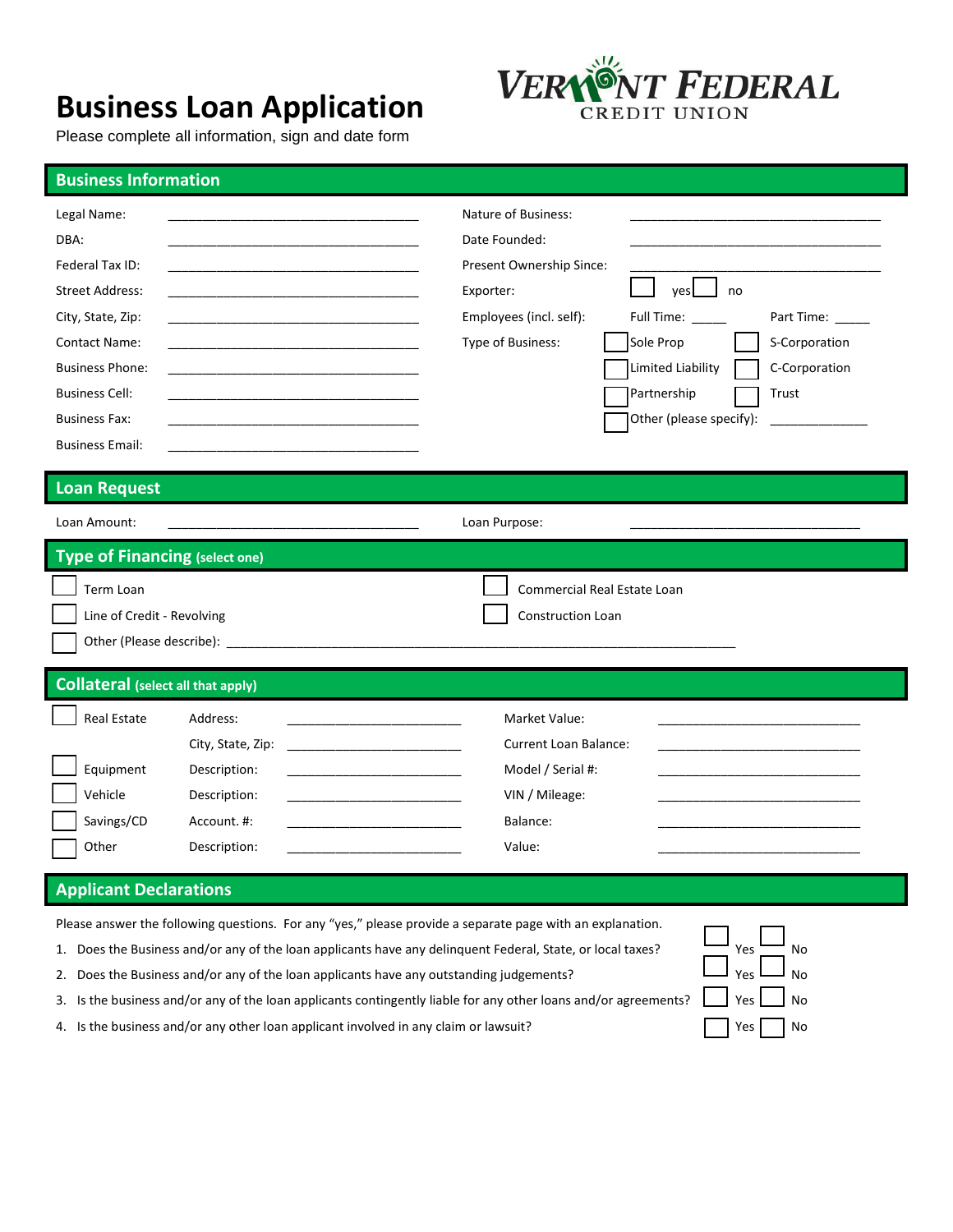# Business Loan Application

Please complete all information, sign and date form

VERMONT FEDERAL CREDIT UNION

## Business Information

Legal Name: ______________________________

DBA: ______________________________

Federal Tax ID: ______________________________

Street Address: ______________________________

City, State, Zip: ______________________________

Contact Name: ______________________________

Business Phone: ______________________________

Business Cell: ______________________________

Business Fax: ______________________________

Business Email: ______________________________

Nature of Business: ______________________________

Date Founded: ______________________________

Present Ownership Since: ______________________________

Exporter: ☐ yes ☐ no

Employees (incl. self): Full Time: _____ Part Time: _____

Type of Business:
- ☐ Sole Prop
- ☐ S-Corporation
- ☐ Limited Liability
- ☐ C-Corporation
- ☐ Partnership
- ☐ Trust
- ☐ Other (please specify): _____________

## Loan Request

Loan Amount: ______________________________

Loan Purpose: ______________________________

## Type of Financing (select one)

- ☐ Term Loan
- ☐ Line of Credit - Revolving
- ☐ Commercial Real Estate Loan
- ☐ Construction Loan
- ☐ Other (Please describe): ______________________________

## Collateral (select all that apply)

| | | | | |
|---|---|---|---|---|
| ☐ Real Estate | Address: | ____________ | Market Value: | ____________ |
| | City, State, Zip: | ____________ | Current Loan Balance: | ____________ |
| ☐ Equipment | Description: | ____________ | Model / Serial #: | ____________ |
| ☐ Vehicle | Description: | ____________ | VIN / Mileage: | ____________ |
| ☐ Savings/CD | Account. #: | ____________ | Balance: | ____________ |
| ☐ Other | Description: | ____________ | Value: | ____________ |

## Applicant Declarations

Please answer the following questions. For any "yes," please provide a separate page with an explanation.

1. Does the Business and/or any of the loan applicants have any delinquent Federal, State, or local taxes? ☐ Yes ☐ No
2. Does the Business and/or any of the loan applicants have any outstanding judgements? ☐ Yes ☐ No
3. Is the business and/or any of the loan applicants contingently liable for any other loans and/or agreements? ☐ Yes ☐ No
4. Is the business and/or any other loan applicant involved in any claim or lawsuit? ☐ Yes ☐ No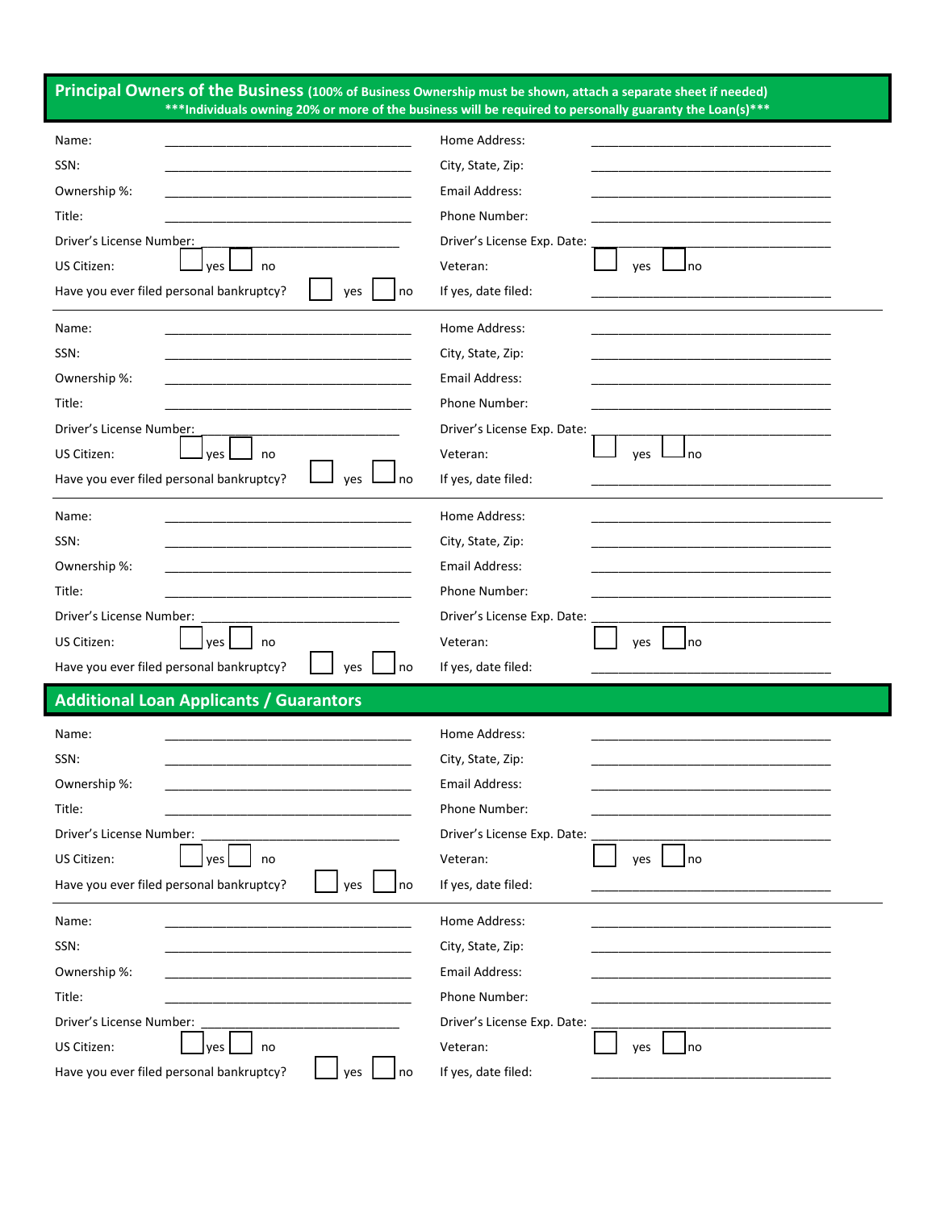## Principal Owners of the Business (100% of Business Ownership must be shown, attach a separate sheet if needed)

***Individuals owning 20% or more of the business will be required to personally guaranty the Loan(s)***

| | | | |
|---|---|---|---|
| Name: | ___________________________________ | Home Address: | ___________________________________ |
| SSN: | ___________________________________ | City, State, Zip: | ___________________________________ |
| Ownership %: | ___________________________________ | Email Address: | ___________________________________ |
| Title: | ___________________________________ | Phone Number: | ___________________________________ |
| Driver's License Number: | ___________________________________ | Driver's License Exp. Date: | ___________________________________ |
| US Citizen: | ☐ yes ☐ no | Veteran: | ☐ yes ☐ no |
| Have you ever filed personal bankruptcy? | ☐ yes ☐ no | If yes, date filed: | ___________________________________ |

---

| | | | |
|---|---|---|---|
| Name: | ___________________________________ | Home Address: | ___________________________________ |
| SSN: | ___________________________________ | City, State, Zip: | ___________________________________ |
| Ownership %: | ___________________________________ | Email Address: | ___________________________________ |
| Title: | ___________________________________ | Phone Number: | ___________________________________ |
| Driver's License Number: | ___________________________________ | Driver's License Exp. Date: | ___________________________________ |
| US Citizen: | ☐ yes ☐ no | Veteran: | ☐ yes ☐ no |
| Have you ever filed personal bankruptcy? | ☐ yes ☐ no | If yes, date filed: | ___________________________________ |

---

| | | | |
|---|---|---|---|
| Name: | ___________________________________ | Home Address: | ___________________________________ |
| SSN: | ___________________________________ | City, State, Zip: | ___________________________________ |
| Ownership %: | ___________________________________ | Email Address: | ___________________________________ |
| Title: | ___________________________________ | Phone Number: | ___________________________________ |
| Driver's License Number: | ___________________________________ | Driver's License Exp. Date: | ___________________________________ |
| US Citizen: | ☐ yes ☐ no | Veteran: | ☐ yes ☐ no |
| Have you ever filed personal bankruptcy? | ☐ yes ☐ no | If yes, date filed: | ___________________________________ |

## Additional Loan Applicants / Guarantors

| | | | |
|---|---|---|---|
| Name: | ___________________________________ | Home Address: | ___________________________________ |
| SSN: | ___________________________________ | City, State, Zip: | ___________________________________ |
| Ownership %: | ___________________________________ | Email Address: | ___________________________________ |
| Title: | ___________________________________ | Phone Number: | ___________________________________ |
| Driver's License Number: | ___________________________________ | Driver's License Exp. Date: | ___________________________________ |
| US Citizen: | ☐ yes ☐ no | Veteran: | ☐ yes ☐ no |
| Have you ever filed personal bankruptcy? | ☐ yes ☐ no | If yes, date filed: | ___________________________________ |

---

| | | | |
|---|---|---|---|
| Name: | ___________________________________ | Home Address: | ___________________________________ |
| SSN: | ___________________________________ | City, State, Zip: | ___________________________________ |
| Ownership %: | ___________________________________ | Email Address: | ___________________________________ |
| Title: | ___________________________________ | Phone Number: | ___________________________________ |
| Driver's License Number: | ___________________________________ | Driver's License Exp. Date: | ___________________________________ |
| US Citizen: | ☐ yes ☐ no | Veteran: | ☐ yes ☐ no |
| Have you ever filed personal bankruptcy? | ☐ yes ☐ no | If yes, date filed: | ___________________________________ |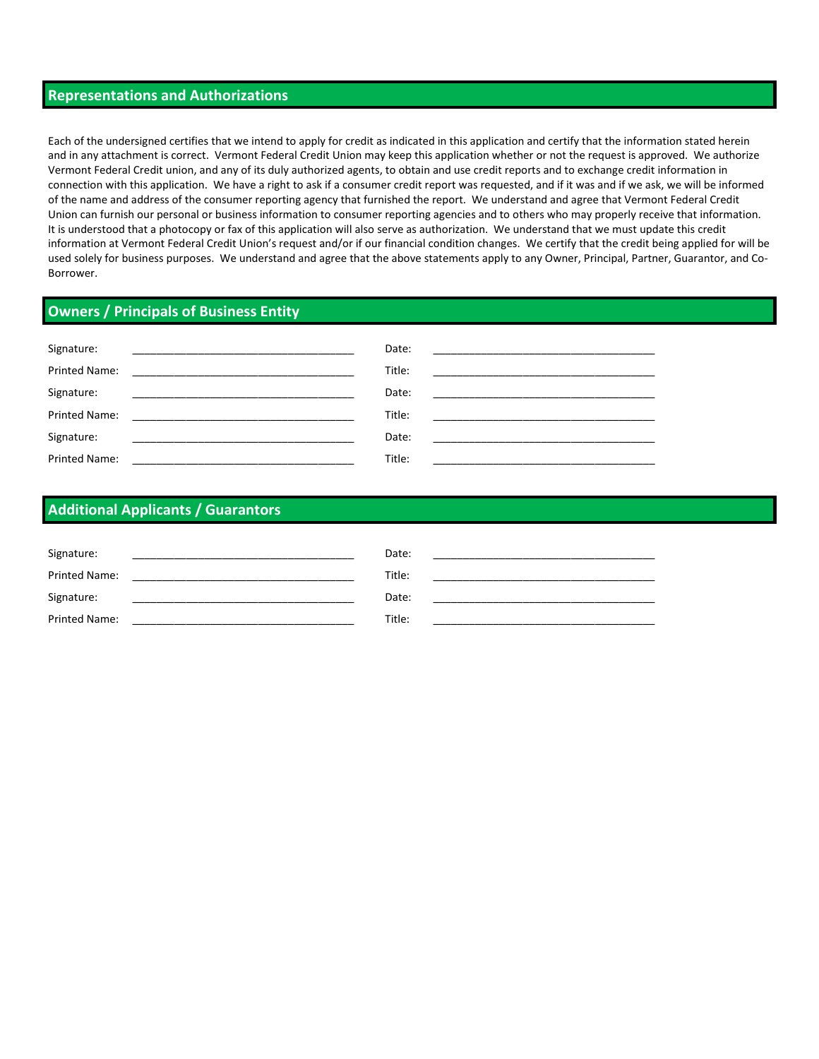## Representations and Authorizations

Each of the undersigned certifies that we intend to apply for credit as indicated in this application and certify that the information stated herein and in any attachment is correct. Vermont Federal Credit Union may keep this application whether or not the request is approved. We authorize Vermont Federal Credit union, and any of its duly authorized agents, to obtain and use credit reports and to exchange credit information in connection with this application. We have a right to ask if a consumer credit report was requested, and if it was and if we ask, we will be informed of the name and address of the consumer reporting agency that furnished the report. We understand and agree that Vermont Federal Credit Union can furnish our personal or business information to consumer reporting agencies and to others who may properly receive that information. It is understood that a photocopy or fax of this application will also serve as authorization. We understand that we must update this credit information at Vermont Federal Credit Union's request and/or if our financial condition changes. We certify that the credit being applied for will be used solely for business purposes. We understand and agree that the above statements apply to any Owner, Principal, Partner, Guarantor, and Co-Borrower.

## Owners / Principals of Business Entity

Signature: ____________________________________ Date: ____________________________________

Printed Name: ____________________________________ Title: ____________________________________

Signature: ____________________________________ Date: ____________________________________

Printed Name: ____________________________________ Title: ____________________________________

Signature: ____________________________________ Date: ____________________________________

Printed Name: ____________________________________ Title: ____________________________________

## Additional Applicants / Guarantors

Signature: ____________________________________ Date: ____________________________________

Printed Name: ____________________________________ Title: ____________________________________

Signature: ____________________________________ Date: ____________________________________

Printed Name: ____________________________________ Title: ____________________________________